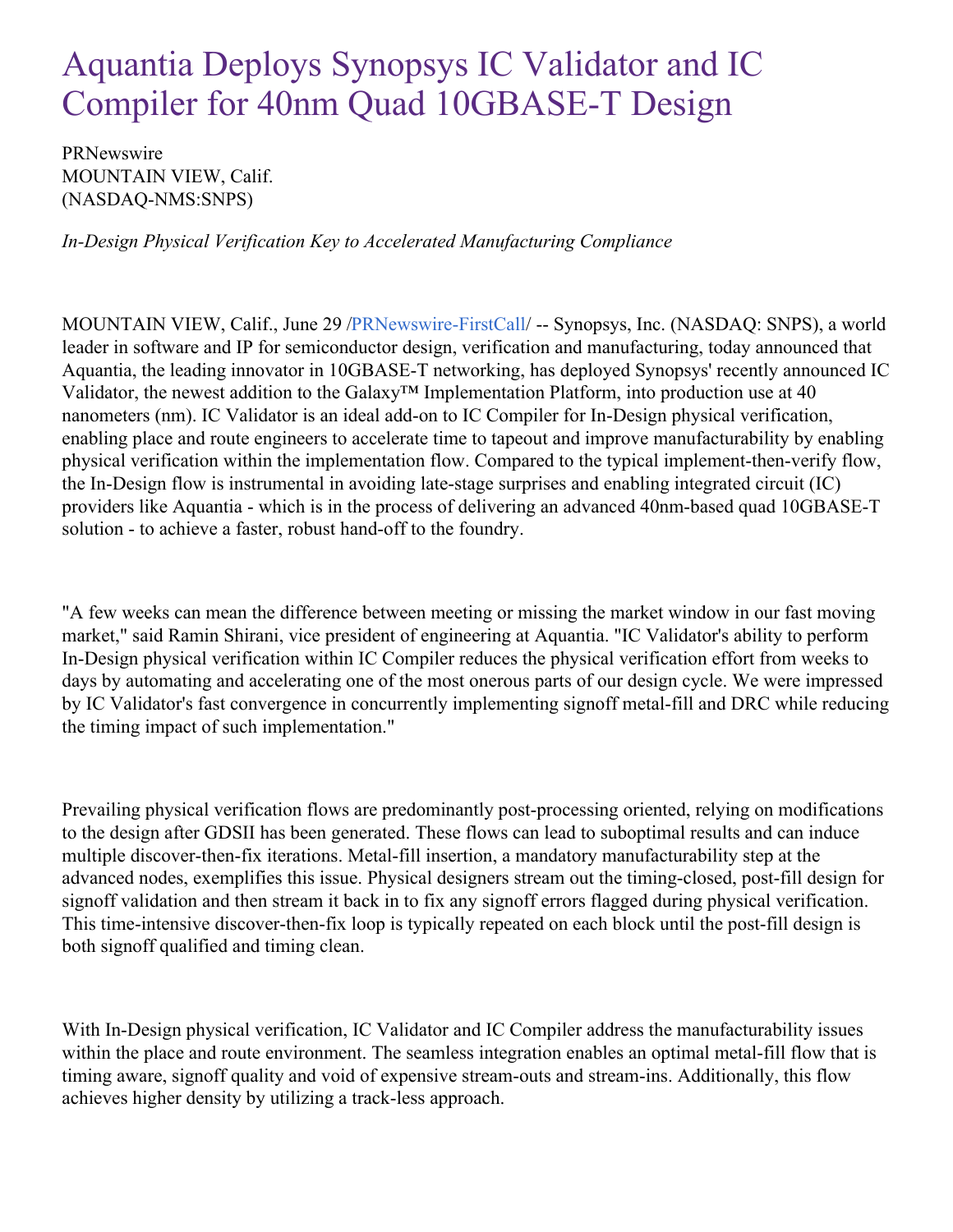# Aquantia Deploys Synopsys IC Validator and IC Compiler for 40nm Quad 10GBASE-T Design

PRNewswire
MOUNTAIN VIEW, Calif.
(NASDAQ-NMS:SNPS)

*In-Design Physical Verification Key to Accelerated Manufacturing Compliance*

MOUNTAIN VIEW, Calif., June 29 /PRNewswire-FirstCall/ -- Synopsys, Inc. (NASDAQ: SNPS), a world leader in software and IP for semiconductor design, verification and manufacturing, today announced that Aquantia, the leading innovator in 10GBASE-T networking, has deployed Synopsys' recently announced IC Validator, the newest addition to the Galaxy™ Implementation Platform, into production use at 40 nanometers (nm). IC Validator is an ideal add-on to IC Compiler for In-Design physical verification, enabling place and route engineers to accelerate time to tapeout and improve manufacturability by enabling physical verification within the implementation flow. Compared to the typical implement-then-verify flow, the In-Design flow is instrumental in avoiding late-stage surprises and enabling integrated circuit (IC) providers like Aquantia - which is in the process of delivering an advanced 40nm-based quad 10GBASE-T solution - to achieve a faster, robust hand-off to the foundry.

"A few weeks can mean the difference between meeting or missing the market window in our fast moving market," said Ramin Shirani, vice president of engineering at Aquantia. "IC Validator's ability to perform In-Design physical verification within IC Compiler reduces the physical verification effort from weeks to days by automating and accelerating one of the most onerous parts of our design cycle. We were impressed by IC Validator's fast convergence in concurrently implementing signoff metal-fill and DRC while reducing the timing impact of such implementation."

Prevailing physical verification flows are predominantly post-processing oriented, relying on modifications to the design after GDSII has been generated. These flows can lead to suboptimal results and can induce multiple discover-then-fix iterations. Metal-fill insertion, a mandatory manufacturability step at the advanced nodes, exemplifies this issue. Physical designers stream out the timing-closed, post-fill design for signoff validation and then stream it back in to fix any signoff errors flagged during physical verification. This time-intensive discover-then-fix loop is typically repeated on each block until the post-fill design is both signoff qualified and timing clean.

With In-Design physical verification, IC Validator and IC Compiler address the manufacturability issues within the place and route environment. The seamless integration enables an optimal metal-fill flow that is timing aware, signoff quality and void of expensive stream-outs and stream-ins. Additionally, this flow achieves higher density by utilizing a track-less approach.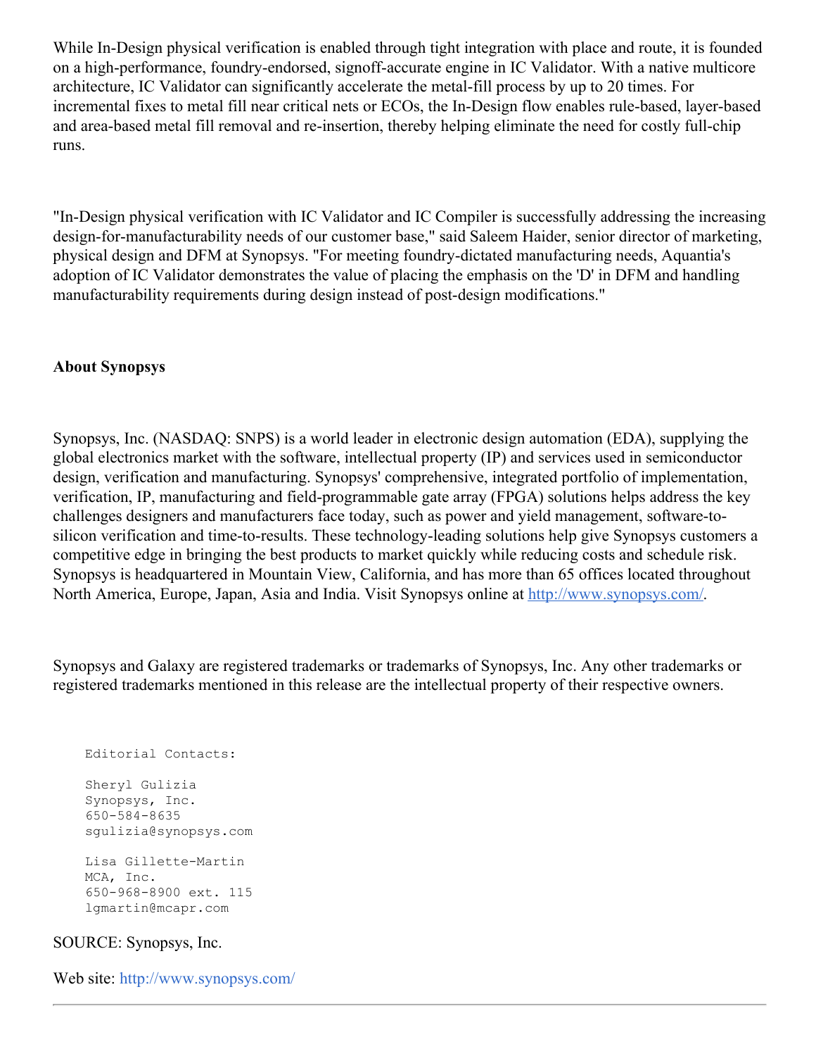While In-Design physical verification is enabled through tight integration with place and route, it is founded on a high-performance, foundry-endorsed, signoff-accurate engine in IC Validator. With a native multicore architecture, IC Validator can significantly accelerate the metal-fill process by up to 20 times. For incremental fixes to metal fill near critical nets or ECOs, the In-Design flow enables rule-based, layer-based and area-based metal fill removal and re-insertion, thereby helping eliminate the need for costly full-chip runs.

"In-Design physical verification with IC Validator and IC Compiler is successfully addressing the increasing design-for-manufacturability needs of our customer base," said Saleem Haider, senior director of marketing, physical design and DFM at Synopsys. "For meeting foundry-dictated manufacturing needs, Aquantia's adoption of IC Validator demonstrates the value of placing the emphasis on the 'D' in DFM and handling manufacturability requirements during design instead of post-design modifications."

**About Synopsys**

Synopsys, Inc. (NASDAQ: SNPS) is a world leader in electronic design automation (EDA), supplying the global electronics market with the software, intellectual property (IP) and services used in semiconductor design, verification and manufacturing. Synopsys' comprehensive, integrated portfolio of implementation, verification, IP, manufacturing and field-programmable gate array (FPGA) solutions helps address the key challenges designers and manufacturers face today, such as power and yield management, software-to-silicon verification and time-to-results. These technology-leading solutions help give Synopsys customers a competitive edge in bringing the best products to market quickly while reducing costs and schedule risk. Synopsys is headquartered in Mountain View, California, and has more than 65 offices located throughout North America, Europe, Japan, Asia and India. Visit Synopsys online at [http://www.synopsys.com/](http://www.synopsys.com/).

Synopsys and Galaxy are registered trademarks or trademarks of Synopsys, Inc. Any other trademarks or registered trademarks mentioned in this release are the intellectual property of their respective owners.

```
Editorial Contacts:

Sheryl Gulizia
Synopsys, Inc.
650-584-8635
sgulizia@synopsys.com

Lisa Gillette-Martin
MCA, Inc.
650-968-8900 ext. 115
lgmartin@mcapr.com
```

SOURCE: Synopsys, Inc.

Web site: [http://www.synopsys.com/](http://www.synopsys.com/)

---